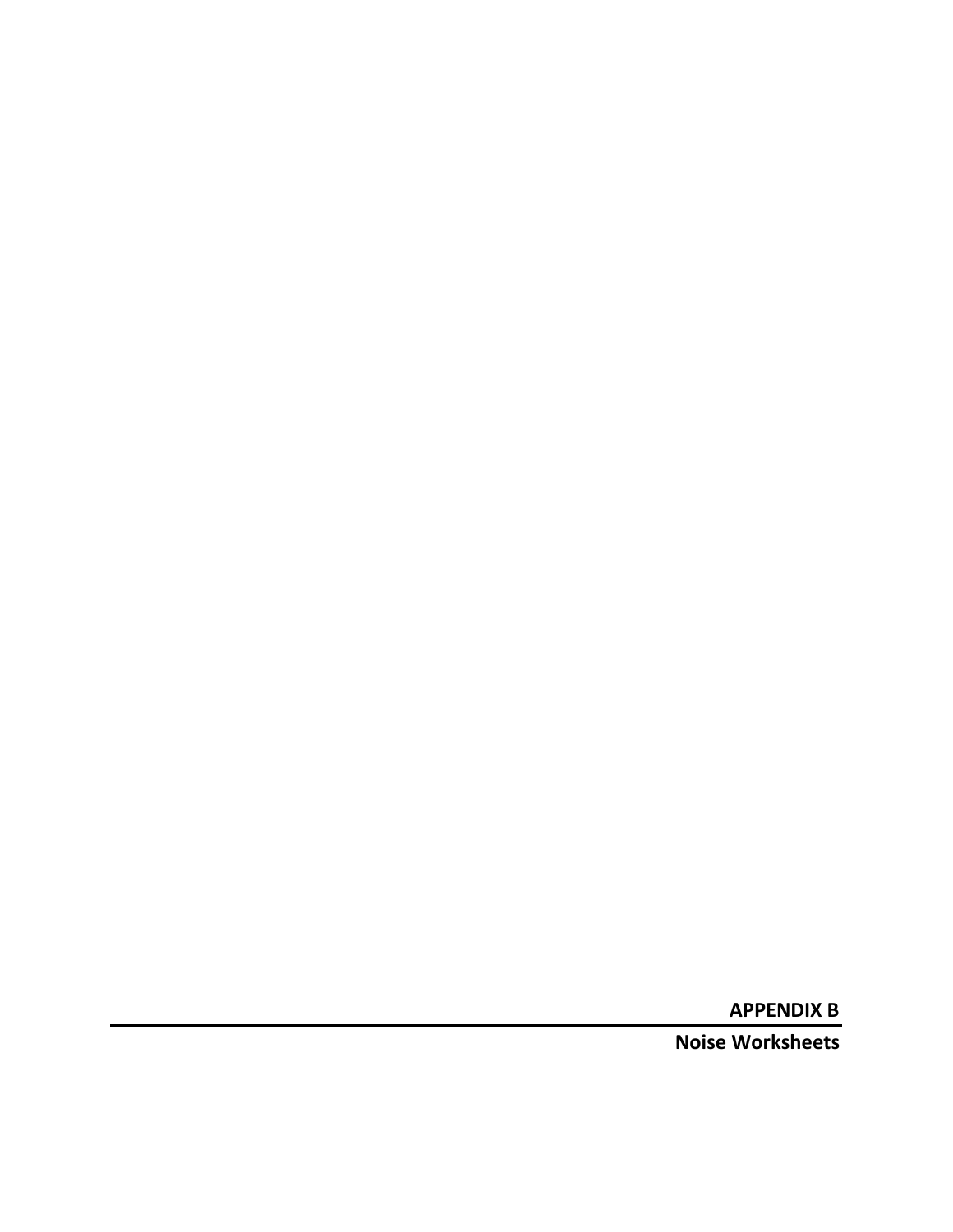# APPENDIX B

## Noise Worksheets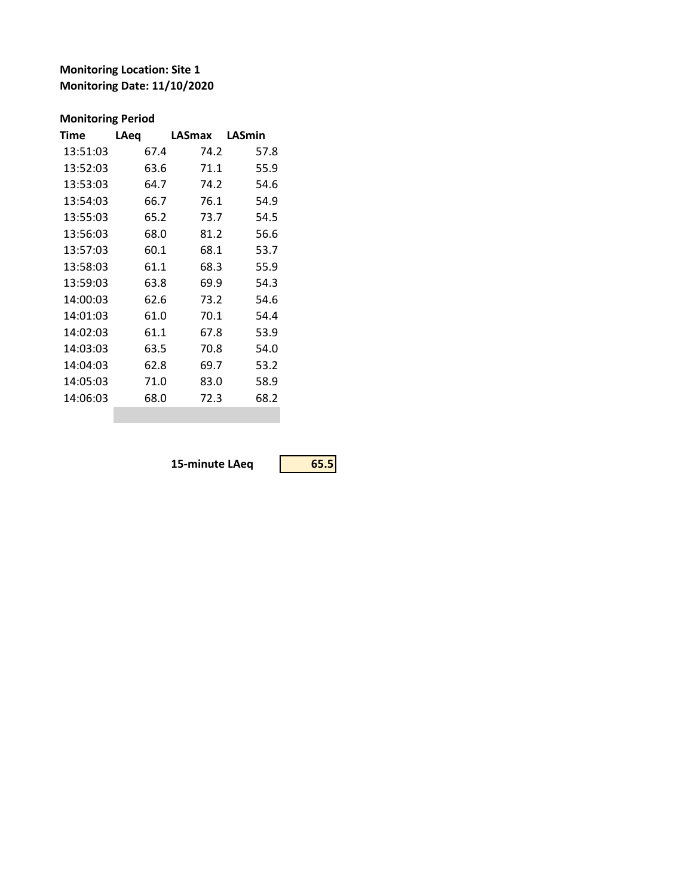**Monitoring Location: Site 1**
**Monitoring Date: 11/10/2020**

**Monitoring Period**

| Time | LAeq | LASmax | LASmin |
|---|---|---|---|
| 13:51:03 | 67.4 | 74.2 | 57.8 |
| 13:52:03 | 63.6 | 71.1 | 55.9 |
| 13:53:03 | 64.7 | 74.2 | 54.6 |
| 13:54:03 | 66.7 | 76.1 | 54.9 |
| 13:55:03 | 65.2 | 73.7 | 54.5 |
| 13:56:03 | 68.0 | 81.2 | 56.6 |
| 13:57:03 | 60.1 | 68.1 | 53.7 |
| 13:58:03 | 61.1 | 68.3 | 55.9 |
| 13:59:03 | 63.8 | 69.9 | 54.3 |
| 14:00:03 | 62.6 | 73.2 | 54.6 |
| 14:01:03 | 61.0 | 70.1 | 54.4 |
| 14:02:03 | 61.1 | 67.8 | 53.9 |
| 14:03:03 | 63.5 | 70.8 | 54.0 |
| 14:04:03 | 62.8 | 69.7 | 53.2 |
| 14:05:03 | 71.0 | 83.0 | 58.9 |
| 14:06:03 | 68.0 | 72.3 | 68.2 |

**15-minute LAeq** **65.5**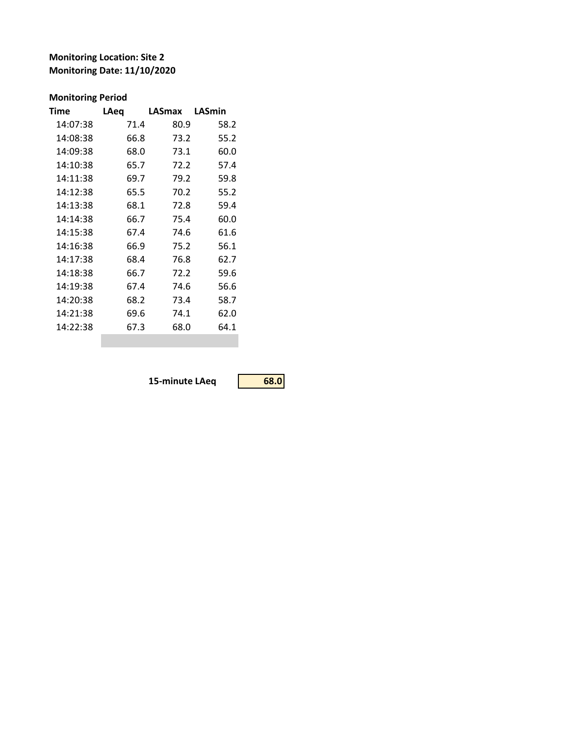**Monitoring Location: Site 2**
**Monitoring Date: 11/10/2020**

**Monitoring Period**

| Time | LAeq | LASmax | LASmin |
|---|---|---|---|
| 14:07:38 | 71.4 | 80.9 | 58.2 |
| 14:08:38 | 66.8 | 73.2 | 55.2 |
| 14:09:38 | 68.0 | 73.1 | 60.0 |
| 14:10:38 | 65.7 | 72.2 | 57.4 |
| 14:11:38 | 69.7 | 79.2 | 59.8 |
| 14:12:38 | 65.5 | 70.2 | 55.2 |
| 14:13:38 | 68.1 | 72.8 | 59.4 |
| 14:14:38 | 66.7 | 75.4 | 60.0 |
| 14:15:38 | 67.4 | 74.6 | 61.6 |
| 14:16:38 | 66.9 | 75.2 | 56.1 |
| 14:17:38 | 68.4 | 76.8 | 62.7 |
| 14:18:38 | 66.7 | 72.2 | 59.6 |
| 14:19:38 | 67.4 | 74.6 | 56.6 |
| 14:20:38 | 68.2 | 73.4 | 58.7 |
| 14:21:38 | 69.6 | 74.1 | 62.0 |
| 14:22:38 | 67.3 | 68.0 | 64.1 |

**15-minute LAeq** **68.0**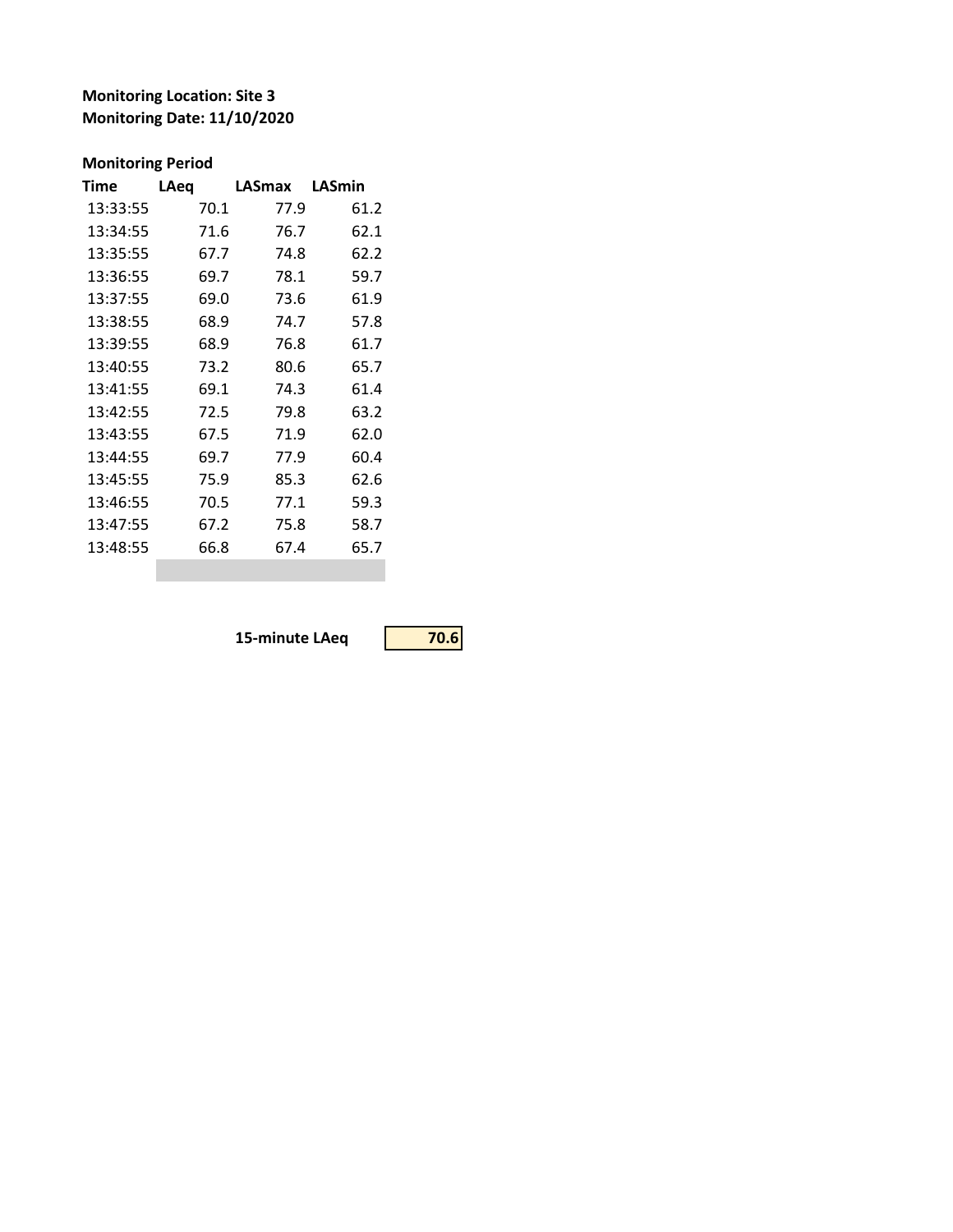**Monitoring Location: Site 3**
**Monitoring Date: 11/10/2020**

**Monitoring Period**

| Time | LAeq | LASmax | LASmin |
|---|---|---|---|
| 13:33:55 | 70.1 | 77.9 | 61.2 |
| 13:34:55 | 71.6 | 76.7 | 62.1 |
| 13:35:55 | 67.7 | 74.8 | 62.2 |
| 13:36:55 | 69.7 | 78.1 | 59.7 |
| 13:37:55 | 69.0 | 73.6 | 61.9 |
| 13:38:55 | 68.9 | 74.7 | 57.8 |
| 13:39:55 | 68.9 | 76.8 | 61.7 |
| 13:40:55 | 73.2 | 80.6 | 65.7 |
| 13:41:55 | 69.1 | 74.3 | 61.4 |
| 13:42:55 | 72.5 | 79.8 | 63.2 |
| 13:43:55 | 67.5 | 71.9 | 62.0 |
| 13:44:55 | 69.7 | 77.9 | 60.4 |
| 13:45:55 | 75.9 | 85.3 | 62.6 |
| 13:46:55 | 70.5 | 77.1 | 59.3 |
| 13:47:55 | 67.2 | 75.8 | 58.7 |
| 13:48:55 | 66.8 | 67.4 | 65.7 |

**15-minute LAeq** **70.6**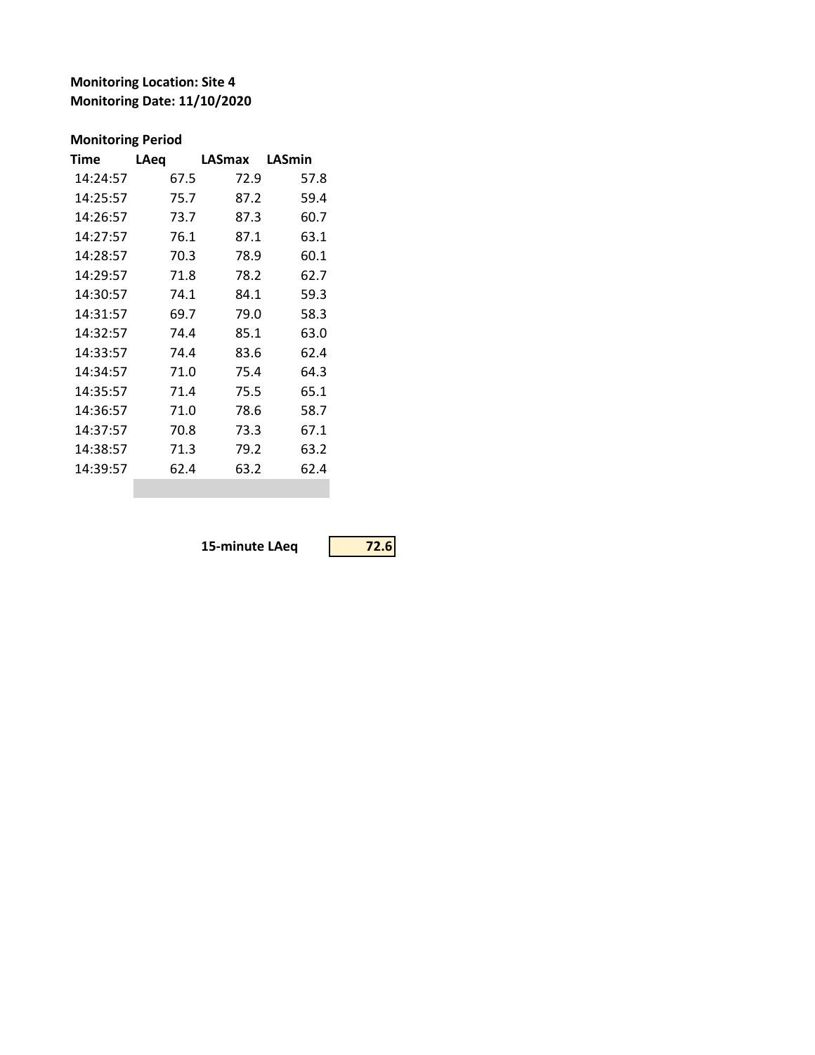**Monitoring Location: Site 4**
**Monitoring Date: 11/10/2020**

**Monitoring Period**

| Time | LAeq | LASmax | LASmin |
|---|---|---|---|
| 14:24:57 | 67.5 | 72.9 | 57.8 |
| 14:25:57 | 75.7 | 87.2 | 59.4 |
| 14:26:57 | 73.7 | 87.3 | 60.7 |
| 14:27:57 | 76.1 | 87.1 | 63.1 |
| 14:28:57 | 70.3 | 78.9 | 60.1 |
| 14:29:57 | 71.8 | 78.2 | 62.7 |
| 14:30:57 | 74.1 | 84.1 | 59.3 |
| 14:31:57 | 69.7 | 79.0 | 58.3 |
| 14:32:57 | 74.4 | 85.1 | 63.0 |
| 14:33:57 | 74.4 | 83.6 | 62.4 |
| 14:34:57 | 71.0 | 75.4 | 64.3 |
| 14:35:57 | 71.4 | 75.5 | 65.1 |
| 14:36:57 | 71.0 | 78.6 | 58.7 |
| 14:37:57 | 70.8 | 73.3 | 67.1 |
| 14:38:57 | 71.3 | 79.2 | 63.2 |
| 14:39:57 | 62.4 | 63.2 | 62.4 |

**15-minute LAeq** **72.6**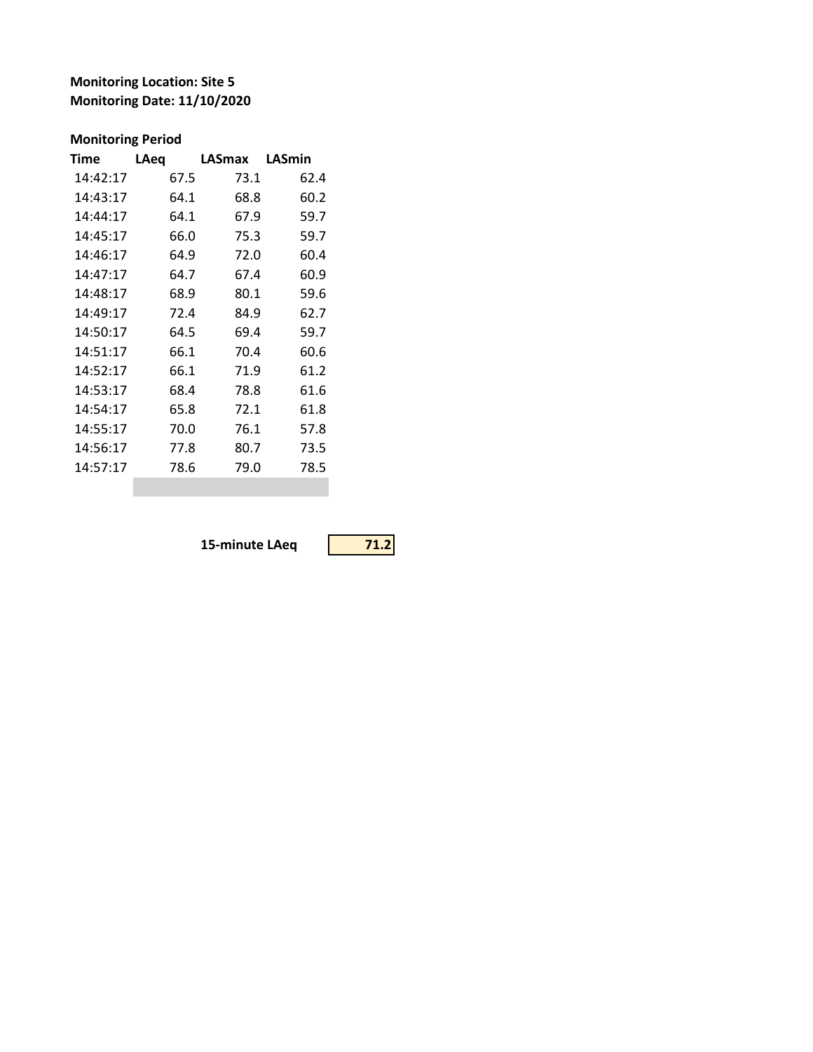**Monitoring Location: Site 5**
**Monitoring Date: 11/10/2020**

**Monitoring Period**

| Time | LAeq | LASmax | LASmin |
|---|---|---|---|
| 14:42:17 | 67.5 | 73.1 | 62.4 |
| 14:43:17 | 64.1 | 68.8 | 60.2 |
| 14:44:17 | 64.1 | 67.9 | 59.7 |
| 14:45:17 | 66.0 | 75.3 | 59.7 |
| 14:46:17 | 64.9 | 72.0 | 60.4 |
| 14:47:17 | 64.7 | 67.4 | 60.9 |
| 14:48:17 | 68.9 | 80.1 | 59.6 |
| 14:49:17 | 72.4 | 84.9 | 62.7 |
| 14:50:17 | 64.5 | 69.4 | 59.7 |
| 14:51:17 | 66.1 | 70.4 | 60.6 |
| 14:52:17 | 66.1 | 71.9 | 61.2 |
| 14:53:17 | 68.4 | 78.8 | 61.6 |
| 14:54:17 | 65.8 | 72.1 | 61.8 |
| 14:55:17 | 70.0 | 76.1 | 57.8 |
| 14:56:17 | 77.8 | 80.7 | 73.5 |
| 14:57:17 | 78.6 | 79.0 | 78.5 |

**15-minute LAeq** **71.2**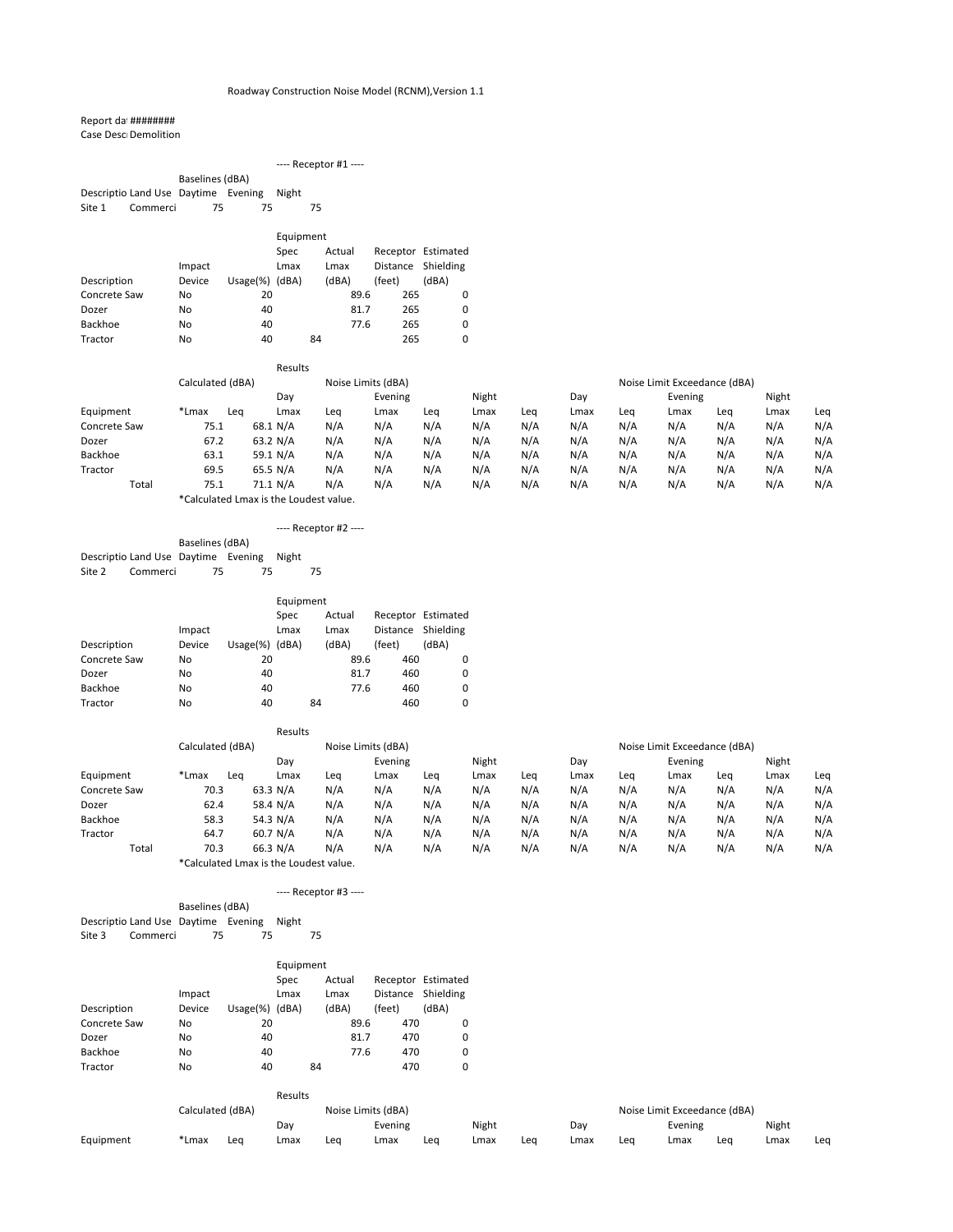Roadway Construction Noise Model (RCNM),Version 1.1

Report da ########
Case Desc Demolition

---- Receptor #1 ----

| Descriptio | Land Use | Baselines (dBA) Daytime | Evening | Night |
|---|---|---|---|---|
| Site 1 | Commerci | 75 | 75 | 75 |

| Description | Impact Device | Usage(%) | Equipment Spec Lmax (dBA) | Actual Lmax (dBA) | Receptor Distance (feet) | Estimated Shielding (dBA) |
|---|---|---|---|---|---|---|
| Concrete Saw | No | 20 | | 89.6 | 265 | 0 |
| Dozer | No | 40 | | 81.7 | 265 | 0 |
| Backhoe | No | 40 | | 77.6 | 265 | 0 |
| Tractor | No | 40 | 84 | | 265 | 0 |

Results

| | Calculated (dBA) | | Noise Limits (dBA) | | | | | | Noise Limit Exceedance (dBA) | | | | | |
|---|---|---|---|---|---|---|---|---|---|---|---|---|---|---|
| | | | Day | | Evening | | Night | | Day | | Evening | | Night | |
| Equipment | *Lmax | Leq | Lmax | Leq | Lmax | Leq | Lmax | Leq | Lmax | Leq | Lmax | Leq | Lmax | Leq |
| Concrete Saw | 75.1 | 68.1 | N/A | N/A | N/A | N/A | N/A | N/A | N/A | N/A | N/A | N/A | N/A | N/A |
| Dozer | 67.2 | 63.2 | N/A | N/A | N/A | N/A | N/A | N/A | N/A | N/A | N/A | N/A | N/A | N/A |
| Backhoe | 63.1 | 59.1 | N/A | N/A | N/A | N/A | N/A | N/A | N/A | N/A | N/A | N/A | N/A | N/A |
| Tractor | 69.5 | 65.5 | N/A | N/A | N/A | N/A | N/A | N/A | N/A | N/A | N/A | N/A | N/A | N/A |
| Total | 75.1 | 71.1 | N/A | N/A | N/A | N/A | N/A | N/A | N/A | N/A | N/A | N/A | N/A | N/A |

*Calculated Lmax is the Loudest value.

---- Receptor #2 ----

| Descriptio | Land Use | Baselines (dBA) Daytime | Evening | Night |
|---|---|---|---|---|
| Site 2 | Commerci | 75 | 75 | 75 |

| Description | Impact Device | Usage(%) | Equipment Spec Lmax (dBA) | Actual Lmax (dBA) | Receptor Distance (feet) | Estimated Shielding (dBA) |
|---|---|---|---|---|---|---|
| Concrete Saw | No | 20 | | 89.6 | 460 | 0 |
| Dozer | No | 40 | | 81.7 | 460 | 0 |
| Backhoe | No | 40 | | 77.6 | 460 | 0 |
| Tractor | No | 40 | 84 | | 460 | 0 |

Results

| | Calculated (dBA) | | Noise Limits (dBA) | | | | | | Noise Limit Exceedance (dBA) | | | | | |
|---|---|---|---|---|---|---|---|---|---|---|---|---|---|---|
| | | | Day | | Evening | | Night | | Day | | Evening | | Night | |
| Equipment | *Lmax | Leq | Lmax | Leq | Lmax | Leq | Lmax | Leq | Lmax | Leq | Lmax | Leq | Lmax | Leq |
| Concrete Saw | 70.3 | 63.3 | N/A | N/A | N/A | N/A | N/A | N/A | N/A | N/A | N/A | N/A | N/A | N/A |
| Dozer | 62.4 | 58.4 | N/A | N/A | N/A | N/A | N/A | N/A | N/A | N/A | N/A | N/A | N/A | N/A |
| Backhoe | 58.3 | 54.3 | N/A | N/A | N/A | N/A | N/A | N/A | N/A | N/A | N/A | N/A | N/A | N/A |
| Tractor | 64.7 | 60.7 | N/A | N/A | N/A | N/A | N/A | N/A | N/A | N/A | N/A | N/A | N/A | N/A |
| Total | 70.3 | 66.3 | N/A | N/A | N/A | N/A | N/A | N/A | N/A | N/A | N/A | N/A | N/A | N/A |

*Calculated Lmax is the Loudest value.

---- Receptor #3 ----

| Descriptio | Land Use | Baselines (dBA) Daytime | Evening | Night |
|---|---|---|---|---|
| Site 3 | Commerci | 75 | 75 | 75 |

| Description | Impact Device | Usage(%) | Equipment Spec Lmax (dBA) | Actual Lmax (dBA) | Receptor Distance (feet) | Estimated Shielding (dBA) |
|---|---|---|---|---|---|---|
| Concrete Saw | No | 20 | | 89.6 | 470 | 0 |
| Dozer | No | 40 | | 81.7 | 470 | 0 |
| Backhoe | No | 40 | | 77.6 | 470 | 0 |
| Tractor | No | 40 | 84 | | 470 | 0 |

Results

| | Calculated (dBA) | | Noise Limits (dBA) | | | | | | Noise Limit Exceedance (dBA) | | | | | |
|---|---|---|---|---|---|---|---|---|---|---|---|---|---|---|
| | | | Day | | Evening | | Night | | Day | | Evening | | Night | |
| Equipment | *Lmax | Leq | Lmax | Leq | Lmax | Leq | Lmax | Leq | Lmax | Leq | Lmax | Leq | Lmax | Leq |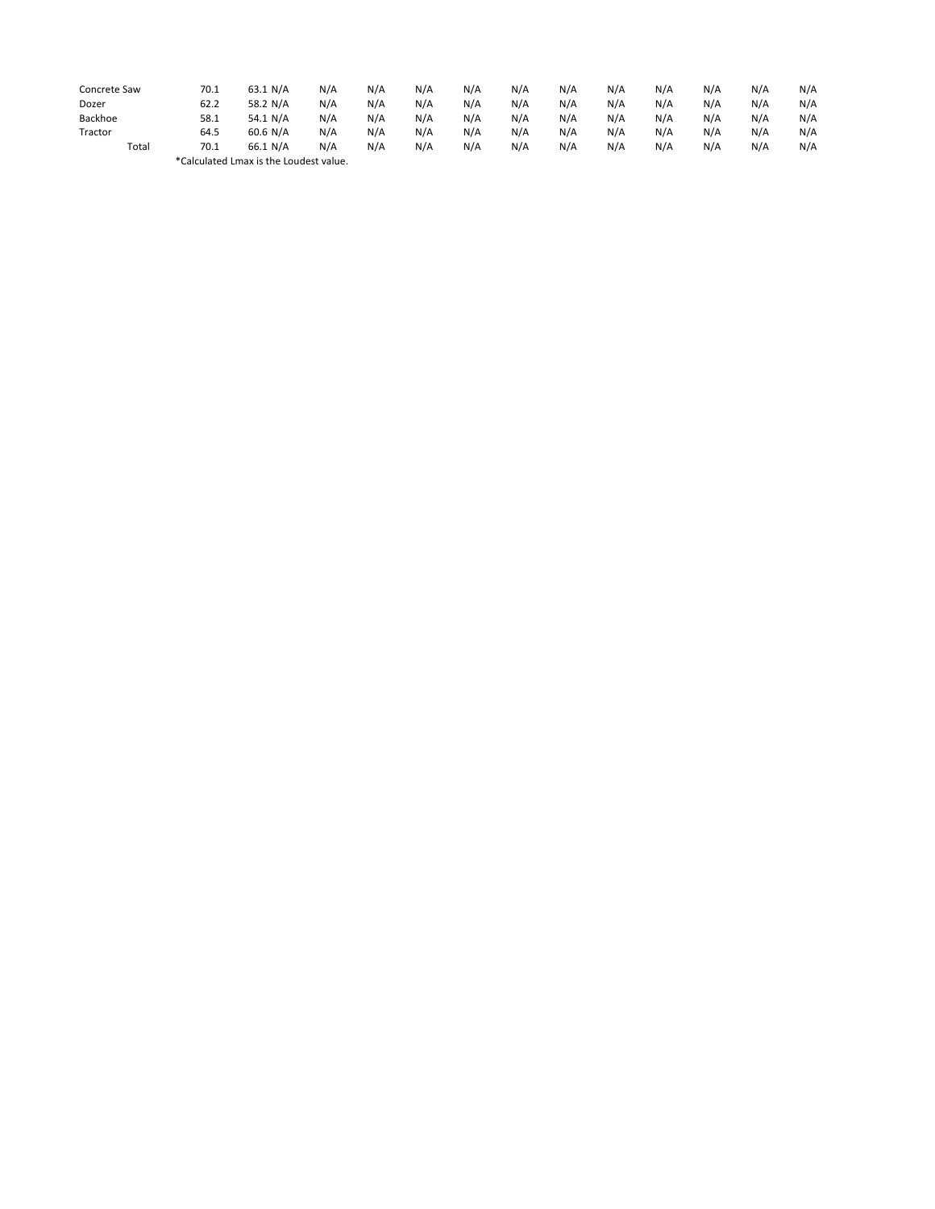| | | | | | | | | | | | | | | | |
|---|---|---|---|---|---|---|---|---|---|---|---|---|---|---|---|
| Concrete Saw | 70.1 | 63.1 | N/A | N/A | N/A | N/A | N/A | N/A | N/A | N/A | N/A | N/A | N/A | N/A | N/A |
| Dozer | 62.2 | 58.2 | N/A | N/A | N/A | N/A | N/A | N/A | N/A | N/A | N/A | N/A | N/A | N/A | N/A |
| Backhoe | 58.1 | 54.1 | N/A | N/A | N/A | N/A | N/A | N/A | N/A | N/A | N/A | N/A | N/A | N/A | N/A |
| Tractor | 64.5 | 60.6 | N/A | N/A | N/A | N/A | N/A | N/A | N/A | N/A | N/A | N/A | N/A | N/A | N/A |
| Total | 70.1 | 66.1 | N/A | N/A | N/A | N/A | N/A | N/A | N/A | N/A | N/A | N/A | N/A | N/A | N/A |

*Calculated Lmax is the Loudest value.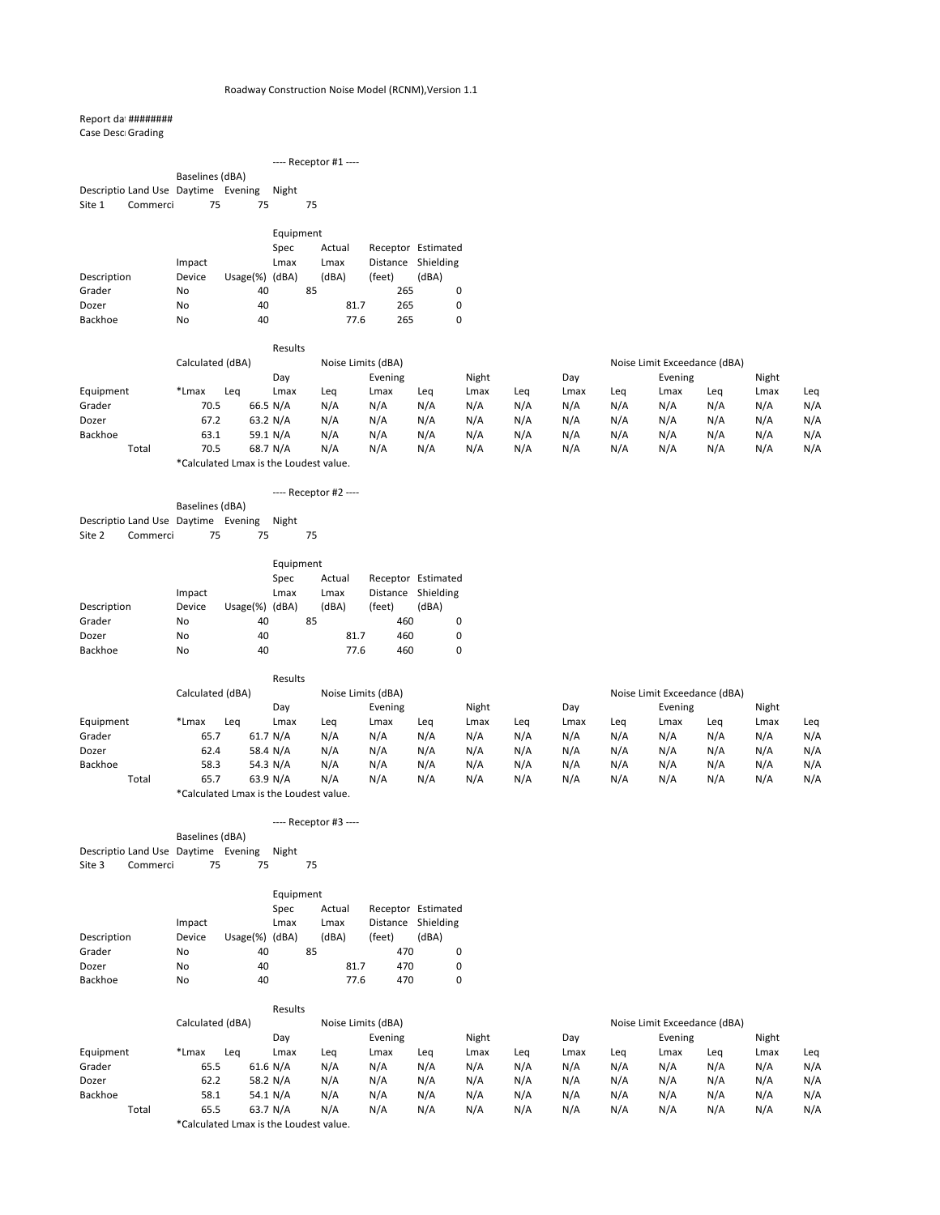Roadway Construction Noise Model (RCNM),Version 1.1

Report da ########
Case Desc Grading

---- Receptor #1 ----

| Descriptio | Land Use | Baselines (dBA) Daytime | Evening | Night |
|---|---|---|---|---|
| Site 1 | Commerci | 75 | 75 | 75 |

| Description | Impact Device | Usage(%) | Equipment Spec Lmax (dBA) | Actual Lmax (dBA) | Receptor Distance (feet) | Estimated Shielding (dBA) |
|---|---|---|---|---|---|---|
| Grader | No | 40 | 85 | | 265 | 0 |
| Dozer | No | 40 | | 81.7 | 265 | 0 |
| Backhoe | No | 40 | | 77.6 | 265 | 0 |

Results

| Equipment | Calculated (dBA) *Lmax | Leq | Noise Limits (dBA) Day Lmax | Leq | Evening Lmax | Leq | Night Lmax | Leq | Noise Limit Exceedance (dBA) Day Lmax | Leq | Evening Lmax | Leq | Night Lmax | Leq |
|---|---|---|---|---|---|---|---|---|---|---|---|---|---|---|
| Grader | 70.5 | 66.5 | N/A | N/A | N/A | N/A | N/A | N/A | N/A | N/A | N/A | N/A | N/A | N/A |
| Dozer | 67.2 | 63.2 | N/A | N/A | N/A | N/A | N/A | N/A | N/A | N/A | N/A | N/A | N/A | N/A |
| Backhoe | 63.1 | 59.1 | N/A | N/A | N/A | N/A | N/A | N/A | N/A | N/A | N/A | N/A | N/A | N/A |
| Total | 70.5 | 68.7 | N/A | N/A | N/A | N/A | N/A | N/A | N/A | N/A | N/A | N/A | N/A | N/A |

*Calculated Lmax is the Loudest value.

---- Receptor #2 ----

| Descriptio | Land Use | Baselines (dBA) Daytime | Evening | Night |
|---|---|---|---|---|
| Site 2 | Commerci | 75 | 75 | 75 |

| Description | Impact Device | Usage(%) | Equipment Spec Lmax (dBA) | Actual Lmax (dBA) | Receptor Distance (feet) | Estimated Shielding (dBA) |
|---|---|---|---|---|---|---|
| Grader | No | 40 | 85 | | 460 | 0 |
| Dozer | No | 40 | | 81.7 | 460 | 0 |
| Backhoe | No | 40 | | 77.6 | 460 | 0 |

Results

| Equipment | Calculated (dBA) *Lmax | Leq | Noise Limits (dBA) Day Lmax | Leq | Evening Lmax | Leq | Night Lmax | Leq | Noise Limit Exceedance (dBA) Day Lmax | Leq | Evening Lmax | Leq | Night Lmax | Leq |
|---|---|---|---|---|---|---|---|---|---|---|---|---|---|---|
| Grader | 65.7 | 61.7 | N/A | N/A | N/A | N/A | N/A | N/A | N/A | N/A | N/A | N/A | N/A | N/A |
| Dozer | 62.4 | 58.4 | N/A | N/A | N/A | N/A | N/A | N/A | N/A | N/A | N/A | N/A | N/A | N/A |
| Backhoe | 58.3 | 54.3 | N/A | N/A | N/A | N/A | N/A | N/A | N/A | N/A | N/A | N/A | N/A | N/A |
| Total | 65.7 | 63.9 | N/A | N/A | N/A | N/A | N/A | N/A | N/A | N/A | N/A | N/A | N/A | N/A |

*Calculated Lmax is the Loudest value.

---- Receptor #3 ----

| Descriptio | Land Use | Baselines (dBA) Daytime | Evening | Night |
|---|---|---|---|---|
| Site 3 | Commerci | 75 | 75 | 75 |

| Description | Impact Device | Usage(%) | Equipment Spec Lmax (dBA) | Actual Lmax (dBA) | Receptor Distance (feet) | Estimated Shielding (dBA) |
|---|---|---|---|---|---|---|
| Grader | No | 40 | 85 | | 470 | 0 |
| Dozer | No | 40 | | 81.7 | 470 | 0 |
| Backhoe | No | 40 | | 77.6 | 470 | 0 |

Results

| Equipment | Calculated (dBA) *Lmax | Leq | Noise Limits (dBA) Day Lmax | Leq | Evening Lmax | Leq | Night Lmax | Leq | Noise Limit Exceedance (dBA) Day Lmax | Leq | Evening Lmax | Leq | Night Lmax | Leq |
|---|---|---|---|---|---|---|---|---|---|---|---|---|---|---|
| Grader | 65.5 | 61.6 | N/A | N/A | N/A | N/A | N/A | N/A | N/A | N/A | N/A | N/A | N/A | N/A |
| Dozer | 62.2 | 58.2 | N/A | N/A | N/A | N/A | N/A | N/A | N/A | N/A | N/A | N/A | N/A | N/A |
| Backhoe | 58.1 | 54.1 | N/A | N/A | N/A | N/A | N/A | N/A | N/A | N/A | N/A | N/A | N/A | N/A |
| Total | 65.5 | 63.7 | N/A | N/A | N/A | N/A | N/A | N/A | N/A | N/A | N/A | N/A | N/A | N/A |

*Calculated Lmax is the Loudest value.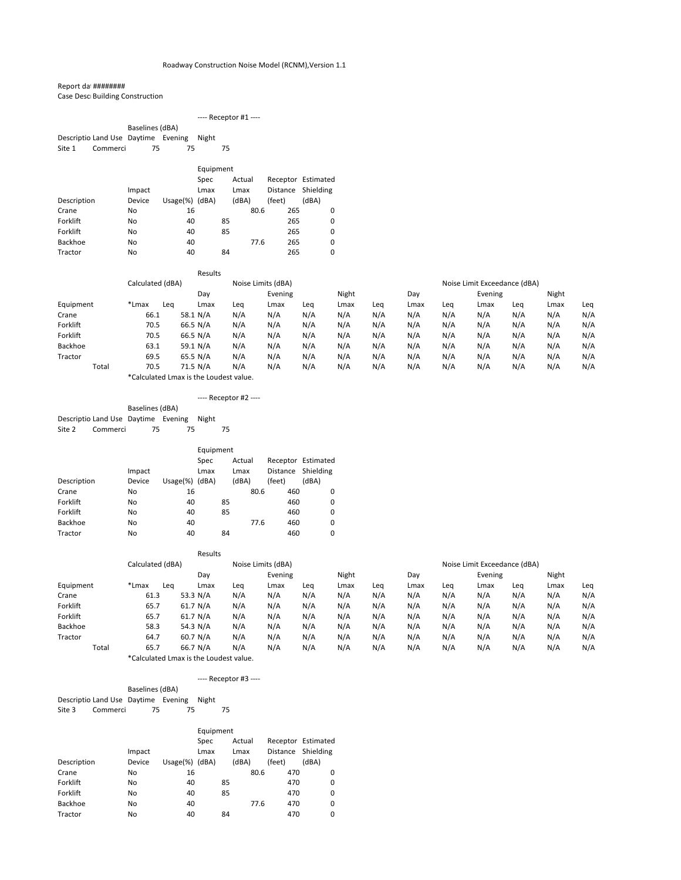Roadway Construction Noise Model (RCNM),Version 1.1

Report da ########
Case Desc Building Construction

---- Receptor #1 ----

| Descriptio | Land Use | Baselines (dBA) Daytime | Evening | Night |
|---|---|---|---|---|
| Site 1 | Commerci | 75 | 75 | 75 |

| Description | Impact Device | Usage(%) | Equipment Spec Lmax (dBA) | Actual Lmax (dBA) | Receptor Distance (feet) | Estimated Shielding (dBA) |
|---|---|---|---|---|---|---|
| Crane | No | 16 | | 80.6 | 265 | 0 |
| Forklift | No | 40 | 85 | | 265 | 0 |
| Forklift | No | 40 | 85 | | 265 | 0 |
| Backhoe | No | 40 | | 77.6 | 265 | 0 |
| Tractor | No | 40 | 84 | | 265 | 0 |

Results

| Equipment | Calculated (dBA) *Lmax | Leq | Noise Limits (dBA) Day Lmax | Leq | Evening Lmax | Leq | Night Lmax | Leq | Noise Limit Exceedance (dBA) Day Lmax | Leq | Evening Lmax | Leq | Night Lmax | Leq |
|---|---|---|---|---|---|---|---|---|---|---|---|---|---|---|
| Crane | 66.1 | 58.1 | N/A | N/A | N/A | N/A | N/A | N/A | N/A | N/A | N/A | N/A | N/A | N/A |
| Forklift | 70.5 | 66.5 | N/A | N/A | N/A | N/A | N/A | N/A | N/A | N/A | N/A | N/A | N/A | N/A |
| Forklift | 70.5 | 66.5 | N/A | N/A | N/A | N/A | N/A | N/A | N/A | N/A | N/A | N/A | N/A | N/A |
| Backhoe | 63.1 | 59.1 | N/A | N/A | N/A | N/A | N/A | N/A | N/A | N/A | N/A | N/A | N/A | N/A |
| Tractor | 69.5 | 65.5 | N/A | N/A | N/A | N/A | N/A | N/A | N/A | N/A | N/A | N/A | N/A | N/A |
| Total | 70.5 | 71.5 | N/A | N/A | N/A | N/A | N/A | N/A | N/A | N/A | N/A | N/A | N/A | N/A |

*Calculated Lmax is the Loudest value.

---- Receptor #2 ----

| Descriptio | Land Use | Baselines (dBA) Daytime | Evening | Night |
|---|---|---|---|---|
| Site 2 | Commerci | 75 | 75 | 75 |

| Description | Impact Device | Usage(%) | Equipment Spec Lmax (dBA) | Actual Lmax (dBA) | Receptor Distance (feet) | Estimated Shielding (dBA) |
|---|---|---|---|---|---|---|
| Crane | No | 16 | | 80.6 | 460 | 0 |
| Forklift | No | 40 | 85 | | 460 | 0 |
| Forklift | No | 40 | 85 | | 460 | 0 |
| Backhoe | No | 40 | | 77.6 | 460 | 0 |
| Tractor | No | 40 | 84 | | 460 | 0 |

Results

| Equipment | Calculated (dBA) *Lmax | Leq | Noise Limits (dBA) Day Lmax | Leq | Evening Lmax | Leq | Night Lmax | Leq | Noise Limit Exceedance (dBA) Day Lmax | Leq | Evening Lmax | Leq | Night Lmax | Leq |
|---|---|---|---|---|---|---|---|---|---|---|---|---|---|---|
| Crane | 61.3 | 53.3 | N/A | N/A | N/A | N/A | N/A | N/A | N/A | N/A | N/A | N/A | N/A | N/A |
| Forklift | 65.7 | 61.7 | N/A | N/A | N/A | N/A | N/A | N/A | N/A | N/A | N/A | N/A | N/A | N/A |
| Forklift | 65.7 | 61.7 | N/A | N/A | N/A | N/A | N/A | N/A | N/A | N/A | N/A | N/A | N/A | N/A |
| Backhoe | 58.3 | 54.3 | N/A | N/A | N/A | N/A | N/A | N/A | N/A | N/A | N/A | N/A | N/A | N/A |
| Tractor | 64.7 | 60.7 | N/A | N/A | N/A | N/A | N/A | N/A | N/A | N/A | N/A | N/A | N/A | N/A |
| Total | 65.7 | 66.7 | N/A | N/A | N/A | N/A | N/A | N/A | N/A | N/A | N/A | N/A | N/A | N/A |

*Calculated Lmax is the Loudest value.

---- Receptor #3 ----

| Descriptio | Land Use | Baselines (dBA) Daytime | Evening | Night |
|---|---|---|---|---|
| Site 3 | Commerci | 75 | 75 | 75 |

| Description | Impact Device | Usage(%) | Equipment Spec Lmax (dBA) | Actual Lmax (dBA) | Receptor Distance (feet) | Estimated Shielding (dBA) |
|---|---|---|---|---|---|---|
| Crane | No | 16 | | 80.6 | 470 | 0 |
| Forklift | No | 40 | 85 | | 470 | 0 |
| Forklift | No | 40 | 85 | | 470 | 0 |
| Backhoe | No | 40 | | 77.6 | 470 | 0 |
| Tractor | No | 40 | 84 | | 470 | 0 |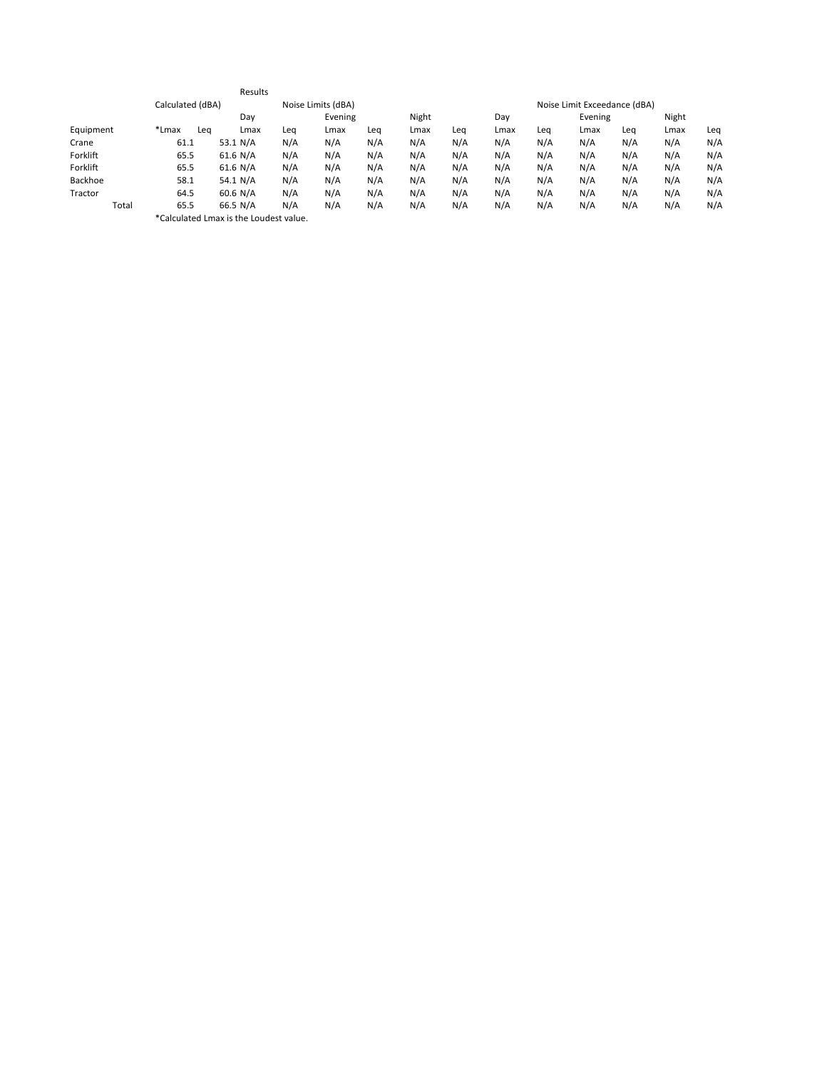| | Results | | | | | | | | | | | | | | |
|---|---|---|---|---|---|---|---|---|---|---|---|---|---|---|---|
| | Calculated (dBA) | | Noise Limits (dBA) | | | | | | Noise Limit Exceedance (dBA) | | | | | | |
| | | | Day | | Evening | | Night | | Day | | Evening | | Night | | |
| Equipment | *Lmax | Leq | Lmax | Leq | Lmax | Leq | Lmax | Leq | Lmax | Leq | Lmax | Leq | Lmax | Leq |
| Crane | 61.1 | 53.1 | N/A | N/A | N/A | N/A | N/A | N/A | N/A | N/A | N/A | N/A | N/A | N/A |
| Forklift | 65.5 | 61.6 | N/A | N/A | N/A | N/A | N/A | N/A | N/A | N/A | N/A | N/A | N/A | N/A |
| Forklift | 65.5 | 61.6 | N/A | N/A | N/A | N/A | N/A | N/A | N/A | N/A | N/A | N/A | N/A | N/A |
| Backhoe | 58.1 | 54.1 | N/A | N/A | N/A | N/A | N/A | N/A | N/A | N/A | N/A | N/A | N/A | N/A |
| Tractor | 64.5 | 60.6 | N/A | N/A | N/A | N/A | N/A | N/A | N/A | N/A | N/A | N/A | N/A | N/A |
| Total | 65.5 | 66.5 | N/A | N/A | N/A | N/A | N/A | N/A | N/A | N/A | N/A | N/A | N/A | N/A |

*Calculated Lmax is the Loudest value.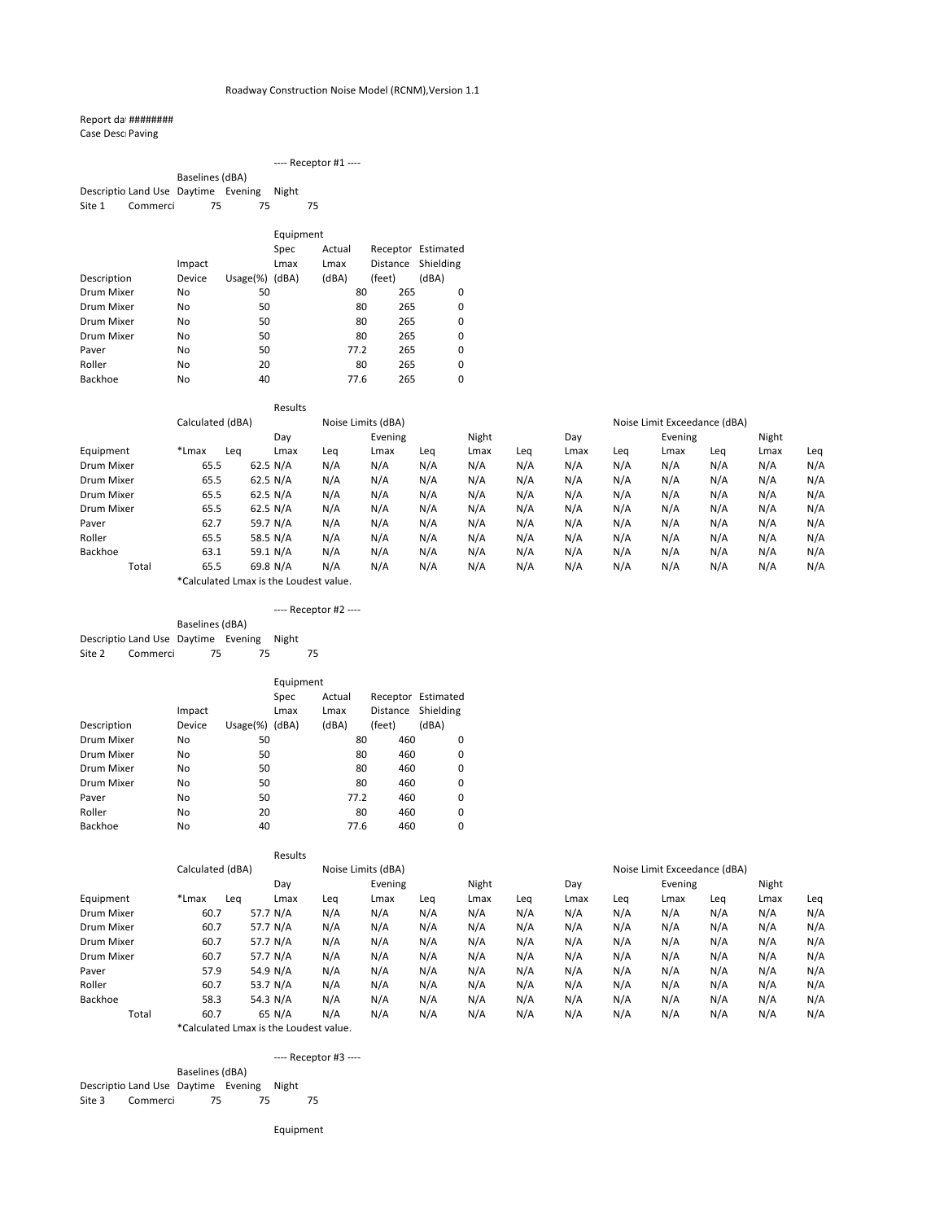Roadway Construction Noise Model (RCNM),Version 1.1

Report da ########
Case Desc Paving

---- Receptor #1 ----

| Descriptio | Land Use | Baselines (dBA) Daytime | Evening | Night |
|---|---|---|---|---|
| Site 1 | Commerci | 75 | 75 | 75 |

| Description | Impact Device | Usage(%) | Equipment Spec Lmax (dBA) | Actual Lmax (dBA) | Receptor Distance (feet) | Estimated Shielding (dBA) |
|---|---|---|---|---|---|---|
| Drum Mixer | No | 50 | | 80 | 265 | 0 |
| Drum Mixer | No | 50 | | 80 | 265 | 0 |
| Drum Mixer | No | 50 | | 80 | 265 | 0 |
| Drum Mixer | No | 50 | | 80 | 265 | 0 |
| Paver | No | 50 | | 77.2 | 265 | 0 |
| Roller | No | 20 | | 80 | 265 | 0 |
| Backhoe | No | 40 | | 77.6 | 265 | 0 |

Results

| | Calculated (dBA) | | Noise Limits (dBA) | | | | | | Noise Limit Exceedance (dBA) | | | | | |
|---|---|---|---|---|---|---|---|---|---|---|---|---|---|---|
| | | | Day | | Evening | | Night | | Day | | Evening | | Night | |
| Equipment | *Lmax | Leq | Lmax | Leq | Lmax | Leq | Lmax | Leq | Lmax | Leq | Lmax | Leq | Lmax | Leq |
| Drum Mixer | 65.5 | 62.5 | N/A | N/A | N/A | N/A | N/A | N/A | N/A | N/A | N/A | N/A | N/A | N/A |
| Drum Mixer | 65.5 | 62.5 | N/A | N/A | N/A | N/A | N/A | N/A | N/A | N/A | N/A | N/A | N/A | N/A |
| Drum Mixer | 65.5 | 62.5 | N/A | N/A | N/A | N/A | N/A | N/A | N/A | N/A | N/A | N/A | N/A | N/A |
| Drum Mixer | 65.5 | 62.5 | N/A | N/A | N/A | N/A | N/A | N/A | N/A | N/A | N/A | N/A | N/A | N/A |
| Paver | 62.7 | 59.7 | N/A | N/A | N/A | N/A | N/A | N/A | N/A | N/A | N/A | N/A | N/A | N/A |
| Roller | 65.5 | 58.5 | N/A | N/A | N/A | N/A | N/A | N/A | N/A | N/A | N/A | N/A | N/A | N/A |
| Backhoe | 63.1 | 59.1 | N/A | N/A | N/A | N/A | N/A | N/A | N/A | N/A | N/A | N/A | N/A | N/A |
| Total | 65.5 | 69.8 | N/A | N/A | N/A | N/A | N/A | N/A | N/A | N/A | N/A | N/A | N/A | N/A |

*Calculated Lmax is the Loudest value.

---- Receptor #2 ----

| Descriptio | Land Use | Baselines (dBA) Daytime | Evening | Night |
|---|---|---|---|---|
| Site 2 | Commerci | 75 | 75 | 75 |

| Description | Impact Device | Usage(%) | Equipment Spec Lmax (dBA) | Actual Lmax (dBA) | Receptor Distance (feet) | Estimated Shielding (dBA) |
|---|---|---|---|---|---|---|
| Drum Mixer | No | 50 | | 80 | 460 | 0 |
| Drum Mixer | No | 50 | | 80 | 460 | 0 |
| Drum Mixer | No | 50 | | 80 | 460 | 0 |
| Drum Mixer | No | 50 | | 80 | 460 | 0 |
| Paver | No | 50 | | 77.2 | 460 | 0 |
| Roller | No | 20 | | 80 | 460 | 0 |
| Backhoe | No | 40 | | 77.6 | 460 | 0 |

Results

| | Calculated (dBA) | | Noise Limits (dBA) | | | | | | Noise Limit Exceedance (dBA) | | | | | |
|---|---|---|---|---|---|---|---|---|---|---|---|---|---|---|
| | | | Day | | Evening | | Night | | Day | | Evening | | Night | |
| Equipment | *Lmax | Leq | Lmax | Leq | Lmax | Leq | Lmax | Leq | Lmax | Leq | Lmax | Leq | Lmax | Leq |
| Drum Mixer | 60.7 | 57.7 | N/A | N/A | N/A | N/A | N/A | N/A | N/A | N/A | N/A | N/A | N/A | N/A |
| Drum Mixer | 60.7 | 57.7 | N/A | N/A | N/A | N/A | N/A | N/A | N/A | N/A | N/A | N/A | N/A | N/A |
| Drum Mixer | 60.7 | 57.7 | N/A | N/A | N/A | N/A | N/A | N/A | N/A | N/A | N/A | N/A | N/A | N/A |
| Drum Mixer | 60.7 | 57.7 | N/A | N/A | N/A | N/A | N/A | N/A | N/A | N/A | N/A | N/A | N/A | N/A |
| Paver | 57.9 | 54.9 | N/A | N/A | N/A | N/A | N/A | N/A | N/A | N/A | N/A | N/A | N/A | N/A |
| Roller | 60.7 | 53.7 | N/A | N/A | N/A | N/A | N/A | N/A | N/A | N/A | N/A | N/A | N/A | N/A |
| Backhoe | 58.3 | 54.3 | N/A | N/A | N/A | N/A | N/A | N/A | N/A | N/A | N/A | N/A | N/A | N/A |
| Total | 60.7 | 65 | N/A | N/A | N/A | N/A | N/A | N/A | N/A | N/A | N/A | N/A | N/A | N/A |

*Calculated Lmax is the Loudest value.

---- Receptor #3 ----

| Descriptio | Land Use | Baselines (dBA) Daytime | Evening | Night |
|---|---|---|---|---|
| Site 3 | Commerci | 75 | 75 | 75 |

Equipment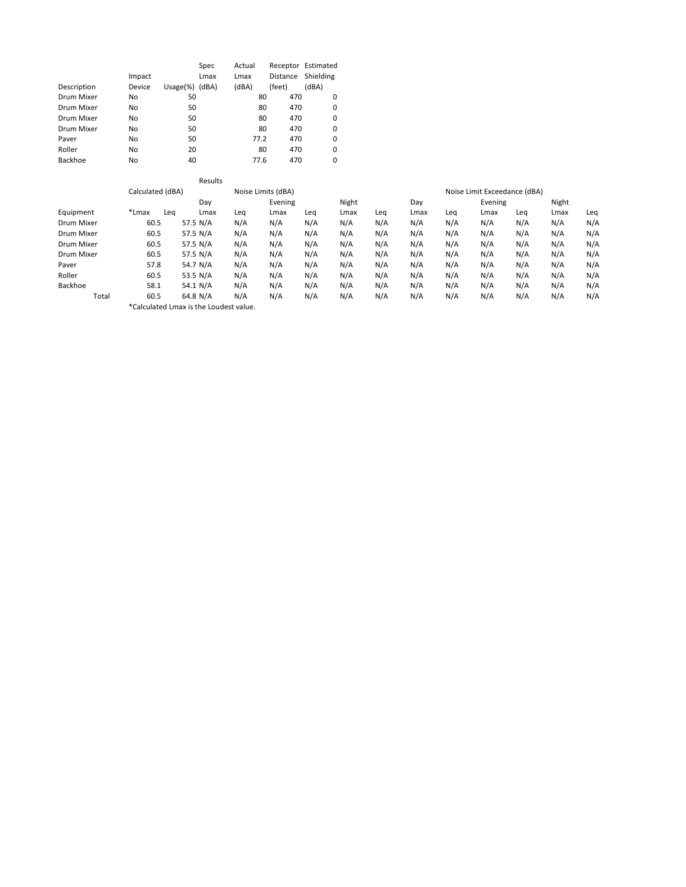| Description | Impact Device | Usage(%) | Spec Lmax (dBA) | Actual Lmax (dBA) | Receptor Distance (feet) | Estimated Shielding (dBA) |
|---|---|---|---|---|---|---|
| Drum Mixer | No | 50 | | 80 | 470 | 0 |
| Drum Mixer | No | 50 | | 80 | 470 | 0 |
| Drum Mixer | No | 50 | | 80 | 470 | 0 |
| Drum Mixer | No | 50 | | 80 | 470 | 0 |
| Paver | No | 50 | | 77.2 | 470 | 0 |
| Roller | No | 20 | | 80 | 470 | 0 |
| Backhoe | No | 40 | | 77.6 | 470 | 0 |

Results

| | Calculated (dBA) | | Noise Limits (dBA) | | | | | | Noise Limit Exceedance (dBA) | | | | | |
|---|---|---|---|---|---|---|---|---|---|---|---|---|---|---|
| | | | Day | | Evening | | Night | | Day | | Evening | | Night | |
| Equipment | *Lmax | Leq | Lmax | Leq | Lmax | Leq | Lmax | Leq | Lmax | Leq | Lmax | Leq | Lmax | Leq |
| Drum Mixer | 60.5 | 57.5 | N/A | N/A | N/A | N/A | N/A | N/A | N/A | N/A | N/A | N/A | N/A | N/A |
| Drum Mixer | 60.5 | 57.5 | N/A | N/A | N/A | N/A | N/A | N/A | N/A | N/A | N/A | N/A | N/A | N/A |
| Drum Mixer | 60.5 | 57.5 | N/A | N/A | N/A | N/A | N/A | N/A | N/A | N/A | N/A | N/A | N/A | N/A |
| Drum Mixer | 60.5 | 57.5 | N/A | N/A | N/A | N/A | N/A | N/A | N/A | N/A | N/A | N/A | N/A | N/A |
| Paver | 57.8 | 54.7 | N/A | N/A | N/A | N/A | N/A | N/A | N/A | N/A | N/A | N/A | N/A | N/A |
| Roller | 60.5 | 53.5 | N/A | N/A | N/A | N/A | N/A | N/A | N/A | N/A | N/A | N/A | N/A | N/A |
| Backhoe | 58.1 | 54.1 | N/A | N/A | N/A | N/A | N/A | N/A | N/A | N/A | N/A | N/A | N/A | N/A |
| Total | 60.5 | 64.8 | N/A | N/A | N/A | N/A | N/A | N/A | N/A | N/A | N/A | N/A | N/A | N/A |

*Calculated Lmax is the Loudest value.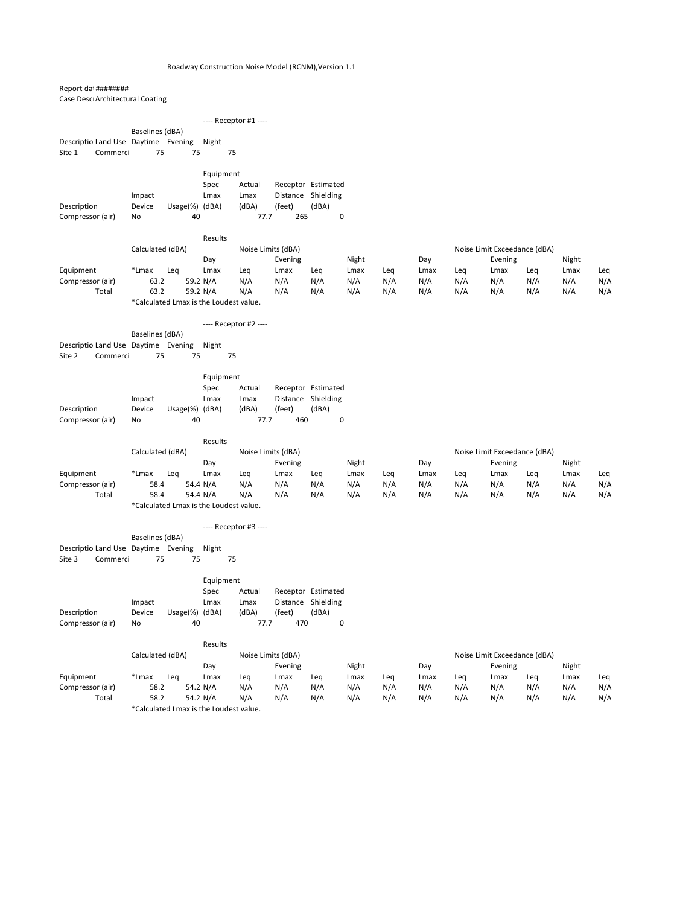Roadway Construction Noise Model (RCNM),Version 1.1

Report da ########
Case Desc Architectural Coating

---- Receptor #1 ----

| Descriptio | Land Use | Baselines (dBA) Daytime | Evening | Night |
|---|---|---|---|---|
| Site 1 | Commerci | 75 | 75 | 75 |

| Description | Impact Device | Usage(%) | Equipment Spec Lmax (dBA) | Actual Lmax (dBA) | Receptor Distance (feet) | Estimated Shielding (dBA) |
|---|---|---|---|---|---|---|
| Compressor (air) | No | 40 | | 77.7 | 265 | 0 |

Results

| Equipment | Calculated (dBA) *Lmax | Leq | Noise Limits (dBA) Day Lmax | Leq | Evening Lmax | Leq | Night Lmax | Leq | Noise Limit Exceedance (dBA) Day Lmax | Leq | Evening Lmax | Leq | Night Lmax | Leq |
|---|---|---|---|---|---|---|---|---|---|---|---|---|---|---|
| Compressor (air) | 63.2 | 59.2 | N/A | N/A | N/A | N/A | N/A | N/A | N/A | N/A | N/A | N/A | N/A | N/A |
| Total | 63.2 | 59.2 | N/A | N/A | N/A | N/A | N/A | N/A | N/A | N/A | N/A | N/A | N/A | N/A |

*Calculated Lmax is the Loudest value.

---- Receptor #2 ----

| Descriptio | Land Use | Baselines (dBA) Daytime | Evening | Night |
|---|---|---|---|---|
| Site 2 | Commerci | 75 | 75 | 75 |

| Description | Impact Device | Usage(%) | Equipment Spec Lmax (dBA) | Actual Lmax (dBA) | Receptor Distance (feet) | Estimated Shielding (dBA) |
|---|---|---|---|---|---|---|
| Compressor (air) | No | 40 | | 77.7 | 460 | 0 |

Results

| Equipment | Calculated (dBA) *Lmax | Leq | Noise Limits (dBA) Day Lmax | Leq | Evening Lmax | Leq | Night Lmax | Leq | Noise Limit Exceedance (dBA) Day Lmax | Leq | Evening Lmax | Leq | Night Lmax | Leq |
|---|---|---|---|---|---|---|---|---|---|---|---|---|---|---|
| Compressor (air) | 58.4 | 54.4 | N/A | N/A | N/A | N/A | N/A | N/A | N/A | N/A | N/A | N/A | N/A | N/A |
| Total | 58.4 | 54.4 | N/A | N/A | N/A | N/A | N/A | N/A | N/A | N/A | N/A | N/A | N/A | N/A |

*Calculated Lmax is the Loudest value.

---- Receptor #3 ----

| Descriptio | Land Use | Baselines (dBA) Daytime | Evening | Night |
|---|---|---|---|---|
| Site 3 | Commerci | 75 | 75 | 75 |

| Description | Impact Device | Usage(%) | Equipment Spec Lmax (dBA) | Actual Lmax (dBA) | Receptor Distance (feet) | Estimated Shielding (dBA) |
|---|---|---|---|---|---|---|
| Compressor (air) | No | 40 | | 77.7 | 470 | 0 |

Results

| Equipment | Calculated (dBA) *Lmax | Leq | Noise Limits (dBA) Day Lmax | Leq | Evening Lmax | Leq | Night Lmax | Leq | Noise Limit Exceedance (dBA) Day Lmax | Leq | Evening Lmax | Leq | Night Lmax | Leq |
|---|---|---|---|---|---|---|---|---|---|---|---|---|---|---|
| Compressor (air) | 58.2 | 54.2 | N/A | N/A | N/A | N/A | N/A | N/A | N/A | N/A | N/A | N/A | N/A | N/A |
| Total | 58.2 | 54.2 | N/A | N/A | N/A | N/A | N/A | N/A | N/A | N/A | N/A | N/A | N/A | N/A |

*Calculated Lmax is the Loudest value.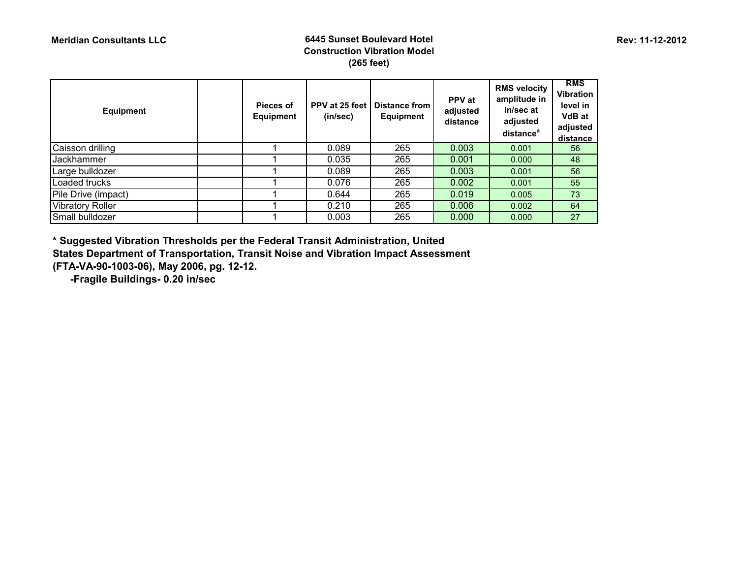Meridian Consultants LLC

**6445 Sunset Boulevard Hotel**
**Construction Vibration Model**
**(265 feet)**

Rev: 11-12-2012

| Equipment | | Pieces of Equipment | PPV at 25 feet (in/sec) | Distance from Equipment | PPV at adjusted distance | RMS velocity amplitude in in/sec at adjusted distance[a] | RMS Vibration level in VdB at adjusted distance |
|---|---|---|---|---|---|---|---|
| Caisson drilling | | 1 | 0.089 | 265 | 0.003 | 0.001 | 56 |
| Jackhammer | | 1 | 0.035 | 265 | 0.001 | 0.000 | 48 |
| Large bulldozer | | 1 | 0.089 | 265 | 0.003 | 0.001 | 56 |
| Loaded trucks | | 1 | 0.076 | 265 | 0.002 | 0.001 | 55 |
| Pile Drive (impact) | | 1 | 0.644 | 265 | 0.019 | 0.005 | 73 |
| Vibratory Roller | | 1 | 0.210 | 265 | 0.006 | 0.002 | 64 |
| Small bulldozer | | 1 | 0.003 | 265 | 0.000 | 0.000 | 27 |

**\* Suggested Vibration Thresholds per the Federal Transit Administration, United States Department of Transportation, Transit Noise and Vibration Impact Assessment (FTA-VA-90-1003-06), May 2006, pg. 12-12.**

**-Fragile Buildings- 0.20 in/sec**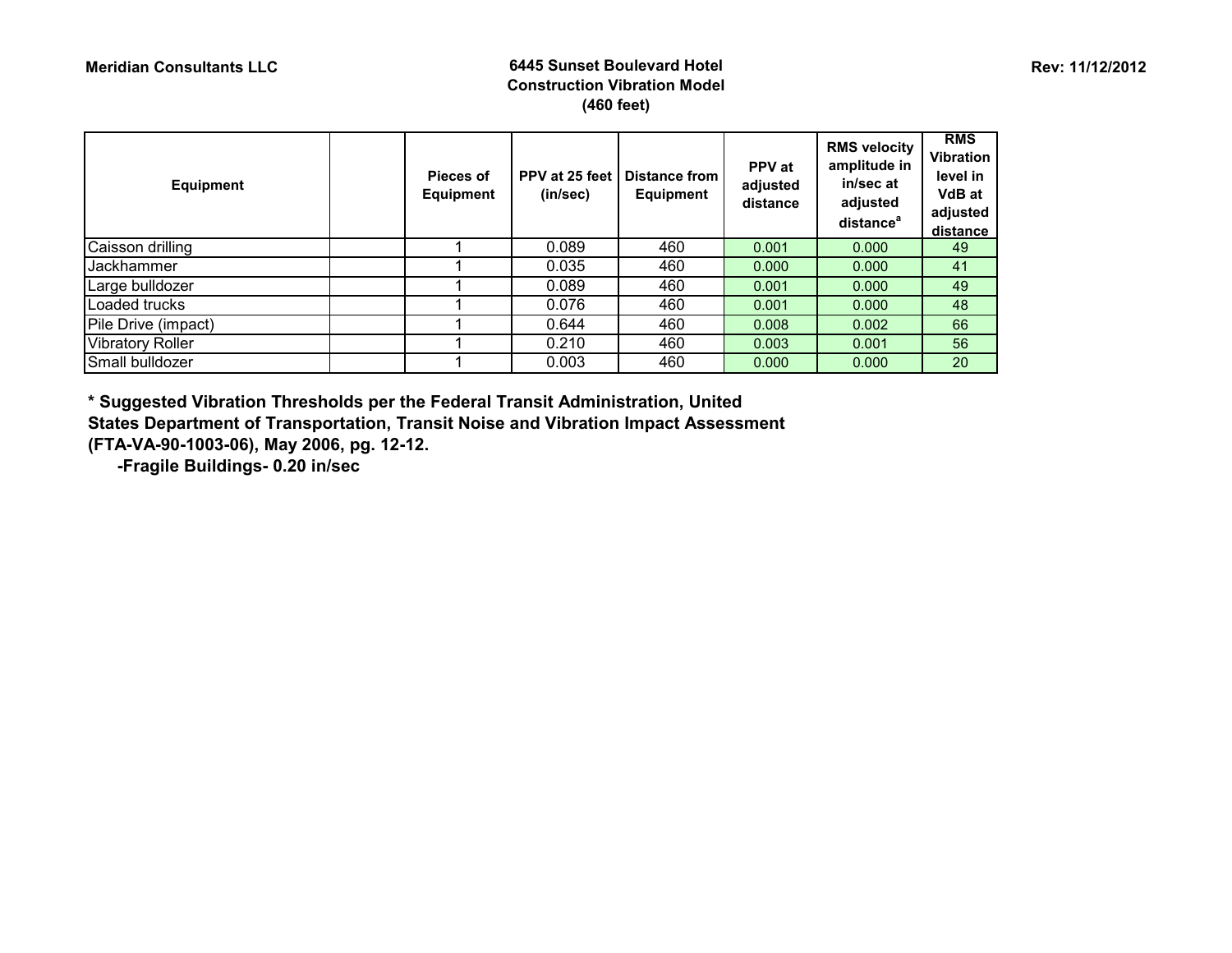**Meridian Consultants LLC**

**6445 Sunset Boulevard Hotel**
**Construction Vibration Model**
**(460 feet)**

**Rev: 11/12/2012**

| Equipment | | Pieces of Equipment | PPV at 25 feet (in/sec) | Distance from Equipment | PPV at adjusted distance | RMS velocity amplitude in in/sec at adjusted distance[a] | RMS Vibration level in VdB at adjusted distance |
|---|---|---|---|---|---|---|---|
| Caisson drilling | | 1 | 0.089 | 460 | 0.001 | 0.000 | 49 |
| Jackhammer | | 1 | 0.035 | 460 | 0.000 | 0.000 | 41 |
| Large bulldozer | | 1 | 0.089 | 460 | 0.001 | 0.000 | 49 |
| Loaded trucks | | 1 | 0.076 | 460 | 0.001 | 0.000 | 48 |
| Pile Drive (impact) | | 1 | 0.644 | 460 | 0.008 | 0.002 | 66 |
| Vibratory Roller | | 1 | 0.210 | 460 | 0.003 | 0.001 | 56 |
| Small bulldozer | | 1 | 0.003 | 460 | 0.000 | 0.000 | 20 |

**\* Suggested Vibration Thresholds per the Federal Transit Administration, United States Department of Transportation, Transit Noise and Vibration Impact Assessment (FTA-VA-90-1003-06), May 2006, pg. 12-12.**

**-Fragile Buildings- 0.20 in/sec**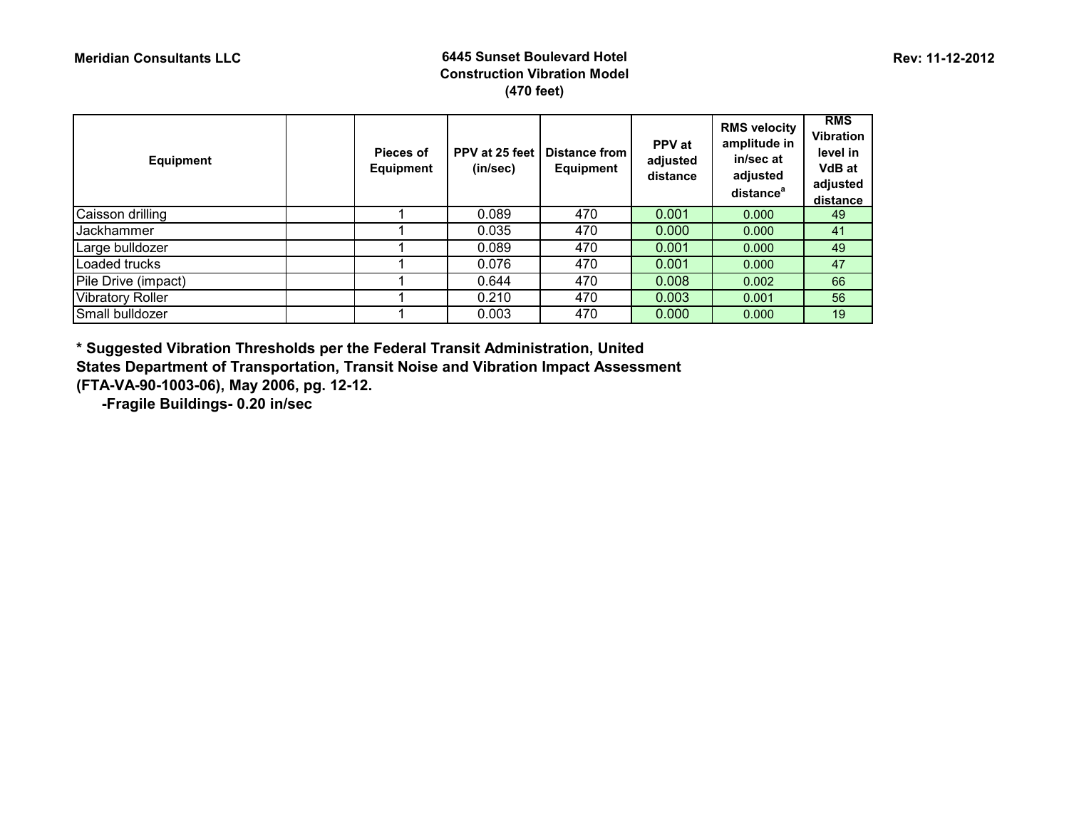**Meridian Consultants LLC**

**6445 Sunset Boulevard Hotel**
**Construction Vibration Model**
**(470 feet)**

**Rev: 11-12-2012**

| Equipment | | Pieces of Equipment | PPV at 25 feet (in/sec) | Distance from Equipment | PPV at adjusted distance | RMS velocity amplitude in in/sec at adjusted distance[a] | RMS Vibration level in VdB at adjusted distance |
|---|---|---|---|---|---|---|---|
| Caisson drilling | | 1 | 0.089 | 470 | 0.001 | 0.000 | 49 |
| Jackhammer | | 1 | 0.035 | 470 | 0.000 | 0.000 | 41 |
| Large bulldozer | | 1 | 0.089 | 470 | 0.001 | 0.000 | 49 |
| Loaded trucks | | 1 | 0.076 | 470 | 0.001 | 0.000 | 47 |
| Pile Drive (impact) | | 1 | 0.644 | 470 | 0.008 | 0.002 | 66 |
| Vibratory Roller | | 1 | 0.210 | 470 | 0.003 | 0.001 | 56 |
| Small bulldozer | | 1 | 0.003 | 470 | 0.000 | 0.000 | 19 |

**\* Suggested Vibration Thresholds per the Federal Transit Administration, United States Department of Transportation, Transit Noise and Vibration Impact Assessment (FTA-VA-90-1003-06), May 2006, pg. 12-12.**

**-Fragile Buildings- 0.20 in/sec**